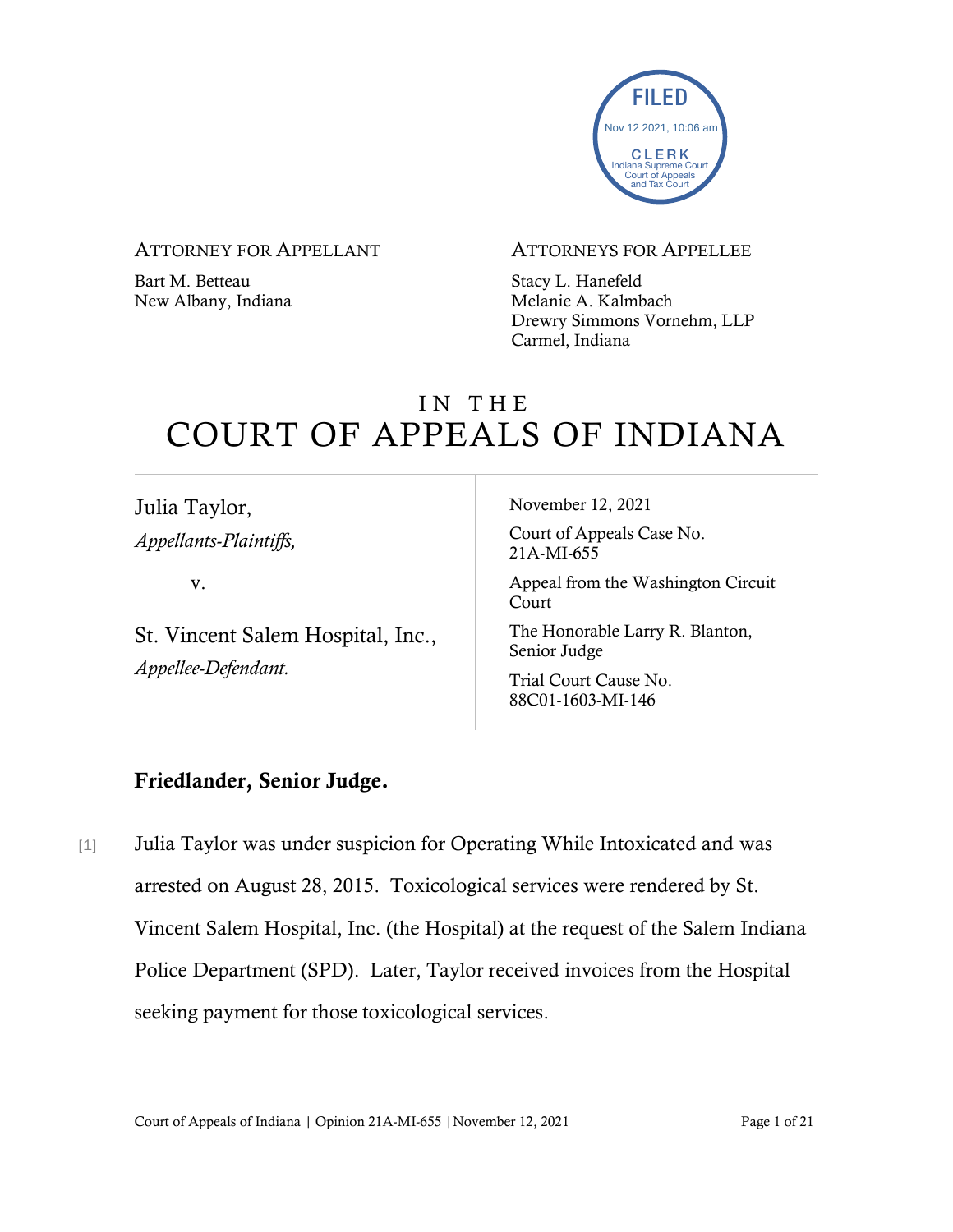FILED
Nov 12 2021, 10:06 am
CLERK
Indiana Supreme Court
Court of Appeals
and Tax Court

ATTORNEY FOR APPELLANT

Bart M. Betteau
New Albany, Indiana

ATTORNEYS FOR APPELLEE

Stacy L. Hanefeld
Melanie A. Kalmbach
Drewry Simmons Vornehm, LLP
Carmel, Indiana

# IN THE COURT OF APPEALS OF INDIANA

Julia Taylor,
*Appellants-Plaintiffs,*

v.

St. Vincent Salem Hospital, Inc.,
*Appellee-Defendant.*

November 12, 2021

Court of Appeals Case No. 21A-MI-655

Appeal from the Washington Circuit Court

The Honorable Larry R. Blanton, Senior Judge

Trial Court Cause No. 88C01-1603-MI-146

**Friedlander, Senior Judge.**

[1] Julia Taylor was under suspicion for Operating While Intoxicated and was arrested on August 28, 2015. Toxicological services were rendered by St. Vincent Salem Hospital, Inc. (the Hospital) at the request of the Salem Indiana Police Department (SPD). Later, Taylor received invoices from the Hospital seeking payment for those toxicological services.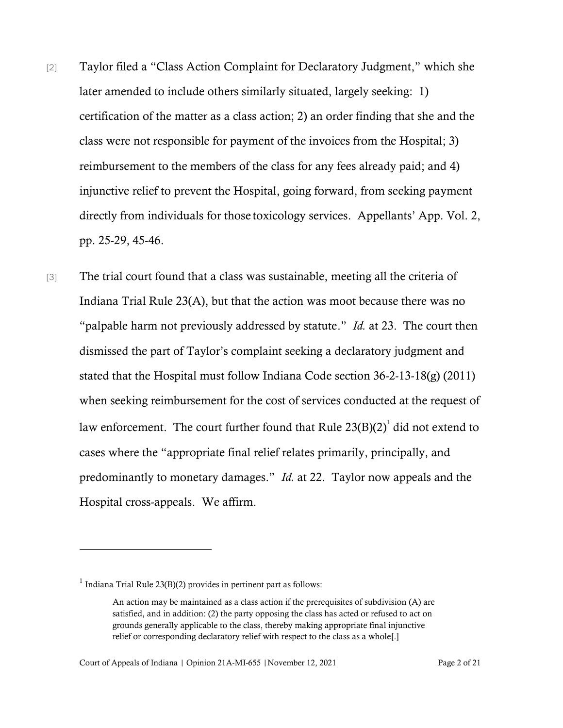[2] Taylor filed a "Class Action Complaint for Declaratory Judgment," which she later amended to include others similarly situated, largely seeking: 1) certification of the matter as a class action; 2) an order finding that she and the class were not responsible for payment of the invoices from the Hospital; 3) reimbursement to the members of the class for any fees already paid; and 4) injunctive relief to prevent the Hospital, going forward, from seeking payment directly from individuals for those toxicology services. Appellants' App. Vol. 2, pp. 25-29, 45-46.

[3] The trial court found that a class was sustainable, meeting all the criteria of Indiana Trial Rule 23(A), but that the action was moot because there was no "palpable harm not previously addressed by statute." *Id.* at 23. The court then dismissed the part of Taylor's complaint seeking a declaratory judgment and stated that the Hospital must follow Indiana Code section 36-2-13-18(g) (2011) when seeking reimbursement for the cost of services conducted at the request of law enforcement. The court further found that Rule 23(B)(2)[1] did not extend to cases where the "appropriate final relief relates primarily, principally, and predominantly to monetary damages." *Id.* at 22. Taylor now appeals and the Hospital cross-appeals. We affirm.

---

[1] Indiana Trial Rule 23(B)(2) provides in pertinent part as follows:

> An action may be maintained as a class action if the prerequisites of subdivision (A) are satisfied, and in addition: (2) the party opposing the class has acted or refused to act on grounds generally applicable to the class, thereby making appropriate final injunctive relief or corresponding declaratory relief with respect to the class as a whole[.]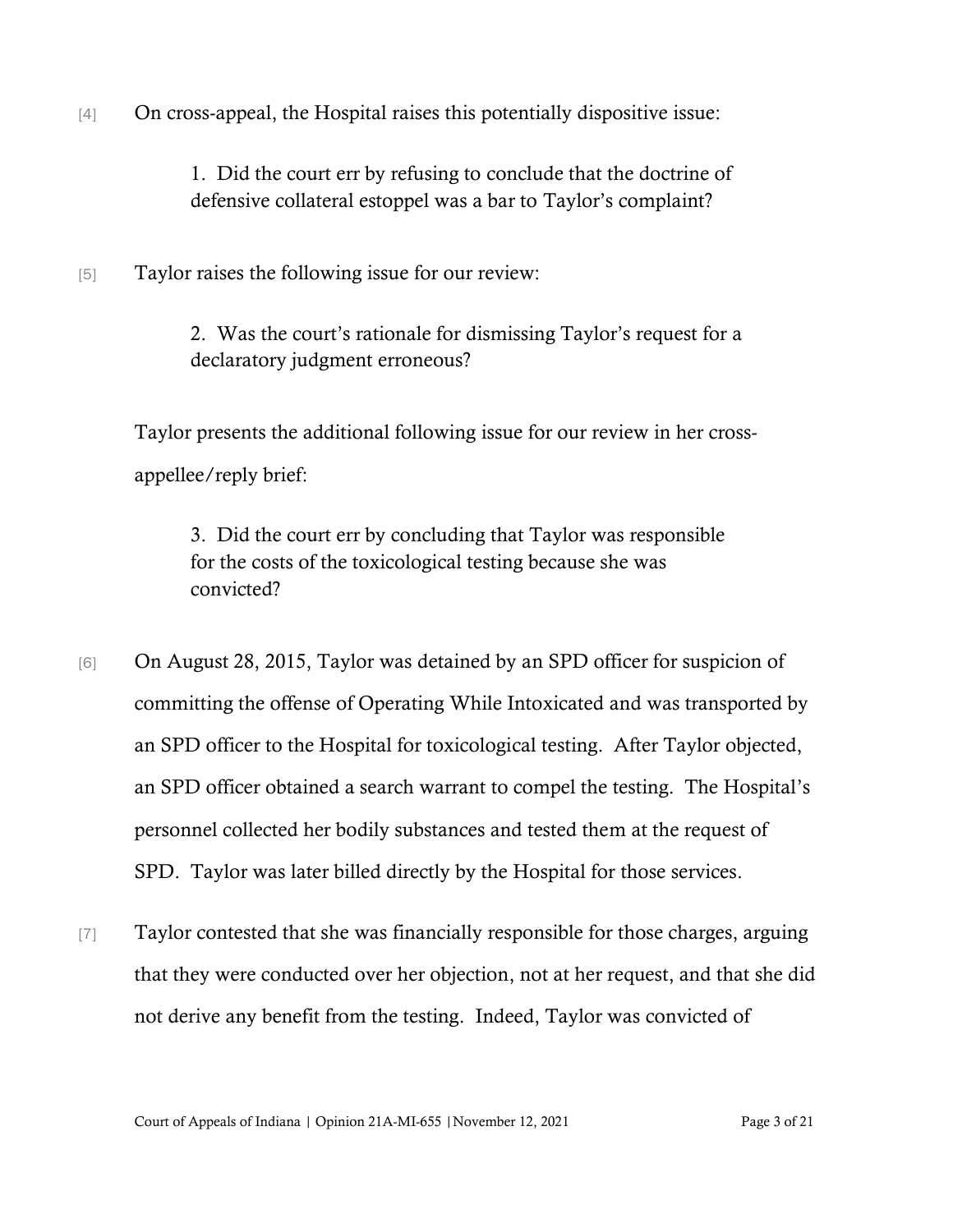[4] On cross-appeal, the Hospital raises this potentially dispositive issue:

> 1. Did the court err by refusing to conclude that the doctrine of defensive collateral estoppel was a bar to Taylor's complaint?

[5] Taylor raises the following issue for our review:

> 2. Was the court's rationale for dismissing Taylor's request for a declaratory judgment erroneous?

Taylor presents the additional following issue for our review in her cross-appellee/reply brief:

> 3. Did the court err by concluding that Taylor was responsible for the costs of the toxicological testing because she was convicted?

[6] On August 28, 2015, Taylor was detained by an SPD officer for suspicion of committing the offense of Operating While Intoxicated and was transported by an SPD officer to the Hospital for toxicological testing. After Taylor objected, an SPD officer obtained a search warrant to compel the testing. The Hospital's personnel collected her bodily substances and tested them at the request of SPD. Taylor was later billed directly by the Hospital for those services.

[7] Taylor contested that she was financially responsible for those charges, arguing that they were conducted over her objection, not at her request, and that she did not derive any benefit from the testing. Indeed, Taylor was convicted of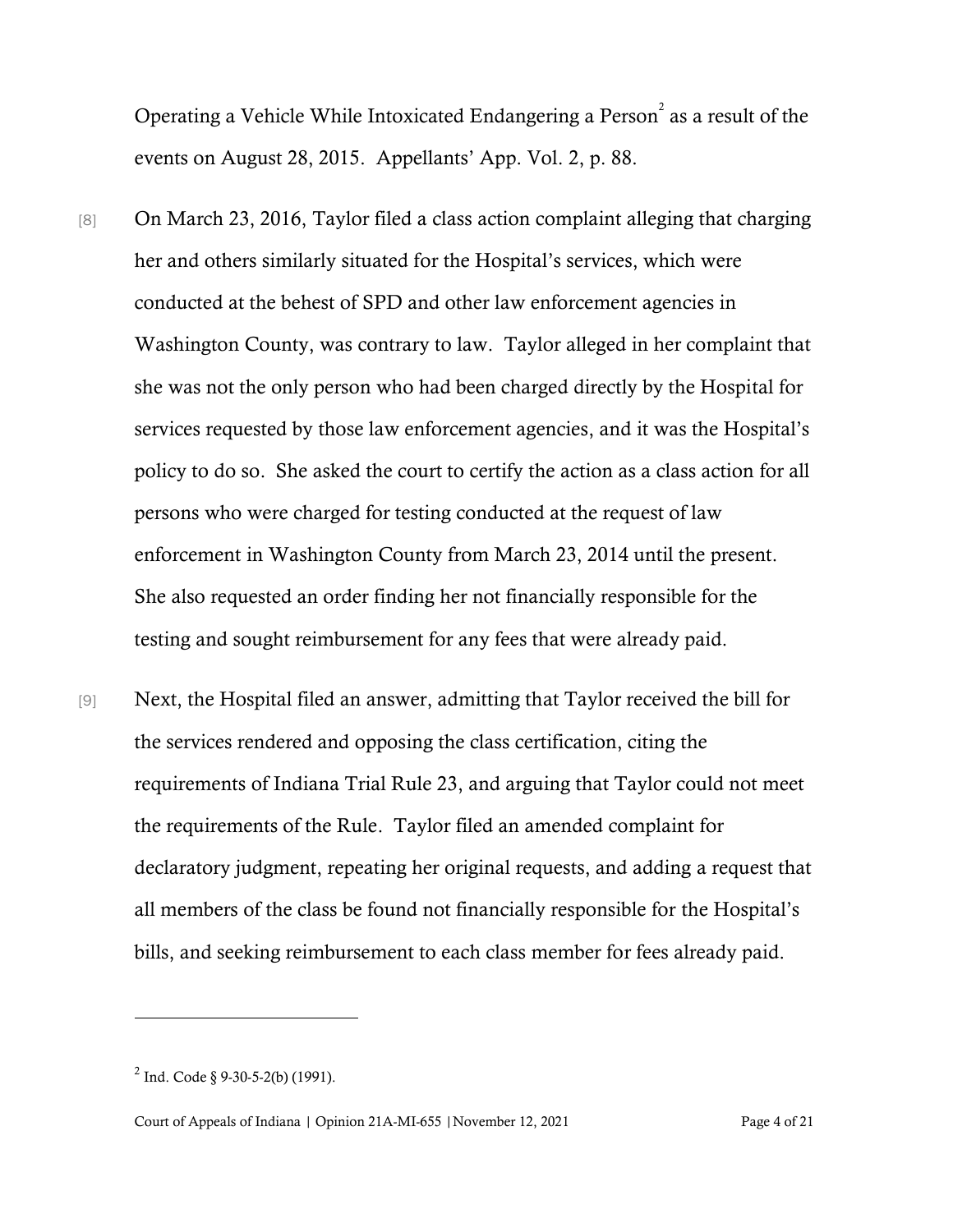Operating a Vehicle While Intoxicated Endangering a Person[2] as a result of the events on August 28, 2015. Appellants' App. Vol. 2, p. 88.

[8] On March 23, 2016, Taylor filed a class action complaint alleging that charging her and others similarly situated for the Hospital's services, which were conducted at the behest of SPD and other law enforcement agencies in Washington County, was contrary to law. Taylor alleged in her complaint that she was not the only person who had been charged directly by the Hospital for services requested by those law enforcement agencies, and it was the Hospital's policy to do so. She asked the court to certify the action as a class action for all persons who were charged for testing conducted at the request of law enforcement in Washington County from March 23, 2014 until the present. She also requested an order finding her not financially responsible for the testing and sought reimbursement for any fees that were already paid.

[9] Next, the Hospital filed an answer, admitting that Taylor received the bill for the services rendered and opposing the class certification, citing the requirements of Indiana Trial Rule 23, and arguing that Taylor could not meet the requirements of the Rule. Taylor filed an amended complaint for declaratory judgment, repeating her original requests, and adding a request that all members of the class be found not financially responsible for the Hospital's bills, and seeking reimbursement to each class member for fees already paid.

---

[2] Ind. Code § 9-30-5-2(b) (1991).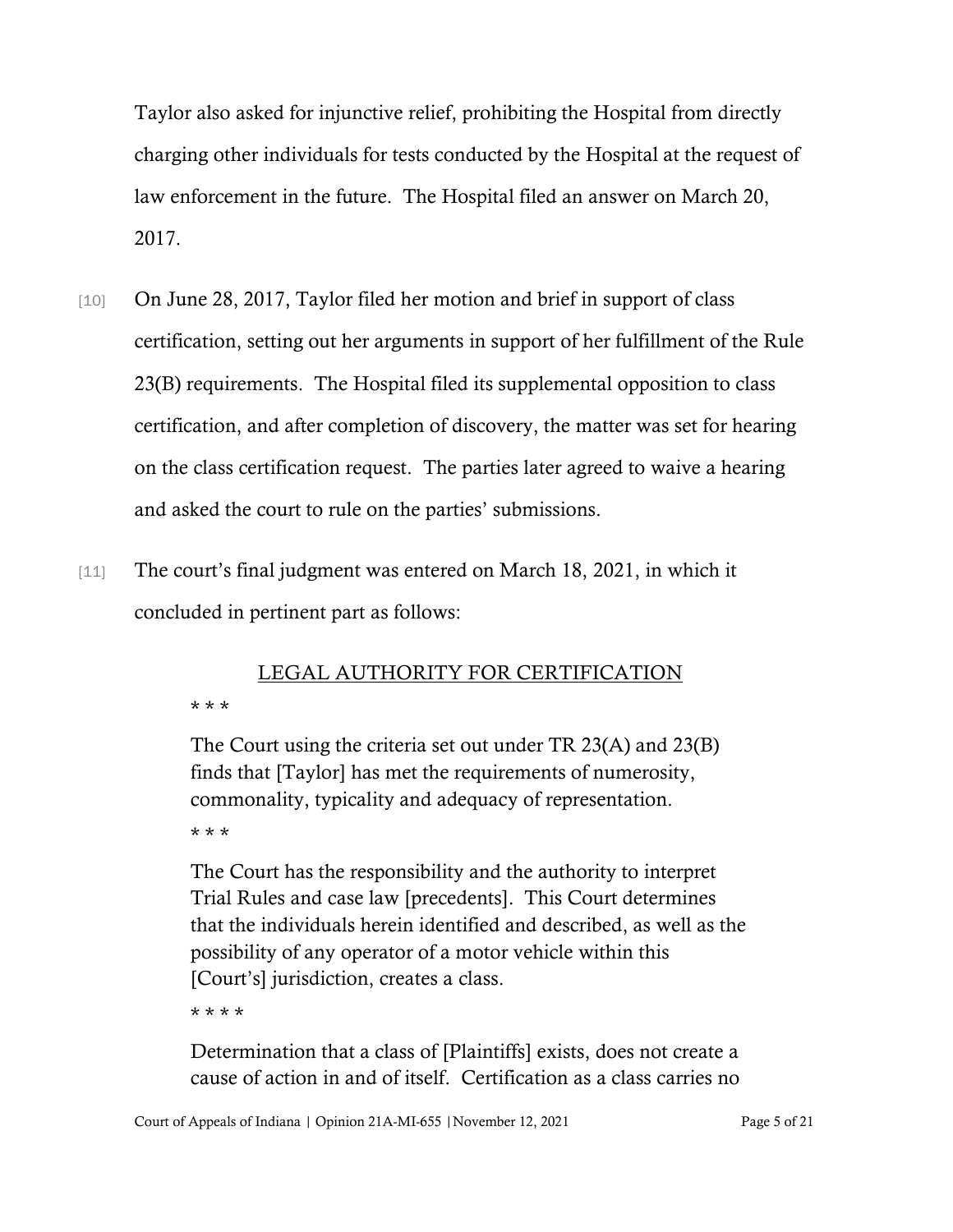Taylor also asked for injunctive relief, prohibiting the Hospital from directly charging other individuals for tests conducted by the Hospital at the request of law enforcement in the future. The Hospital filed an answer on March 20, 2017.

[10] On June 28, 2017, Taylor filed her motion and brief in support of class certification, setting out her arguments in support of her fulfillment of the Rule 23(B) requirements. The Hospital filed its supplemental opposition to class certification, and after completion of discovery, the matter was set for hearing on the class certification request. The parties later agreed to waive a hearing and asked the court to rule on the parties' submissions.

[11] The court's final judgment was entered on March 18, 2021, in which it concluded in pertinent part as follows:

> <u>LEGAL AUTHORITY FOR CERTIFICATION</u>
>
> \* \* \*
>
> The Court using the criteria set out under TR 23(A) and 23(B) finds that [Taylor] has met the requirements of numerosity, commonality, typicality and adequacy of representation.
>
> \* \* \*
>
> The Court has the responsibility and the authority to interpret Trial Rules and case law [precedents]. This Court determines that the individuals herein identified and described, as well as the possibility of any operator of a motor vehicle within this [Court's] jurisdiction, creates a class.
>
> \* \* \* \*
>
> Determination that a class of [Plaintiffs] exists, does not create a cause of action in and of itself. Certification as a class carries no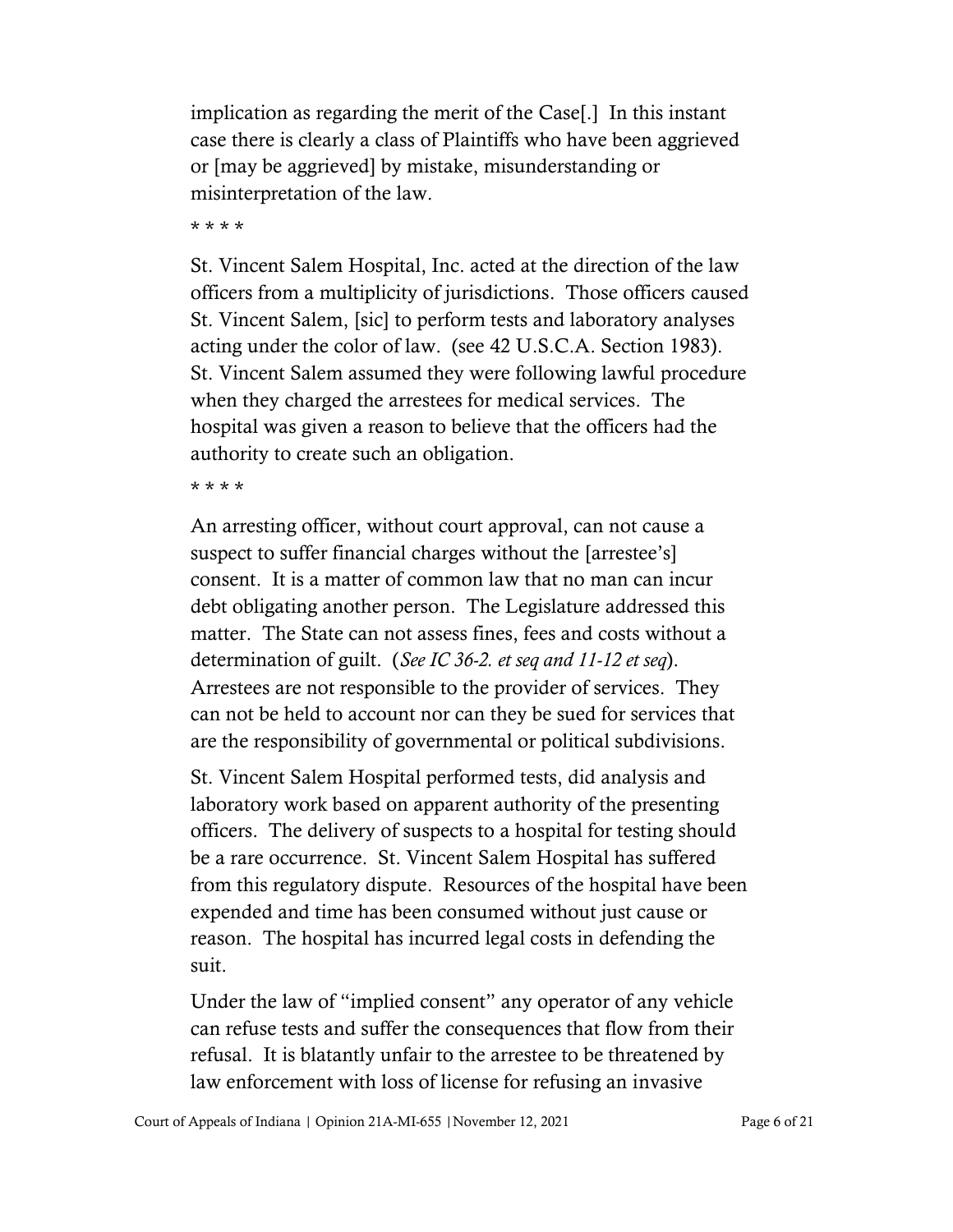implication as regarding the merit of the Case[.] In this instant case there is clearly a class of Plaintiffs who have been aggrieved or [may be aggrieved] by mistake, misunderstanding or misinterpretation of the law.

\* \* \* \*

St. Vincent Salem Hospital, Inc. acted at the direction of the law officers from a multiplicity of jurisdictions. Those officers caused St. Vincent Salem, [sic] to perform tests and laboratory analyses acting under the color of law. (see 42 U.S.C.A. Section 1983). St. Vincent Salem assumed they were following lawful procedure when they charged the arrestees for medical services. The hospital was given a reason to believe that the officers had the authority to create such an obligation.

\* \* \* \*

An arresting officer, without court approval, can not cause a suspect to suffer financial charges without the [arrestee's] consent. It is a matter of common law that no man can incur debt obligating another person. The Legislature addressed this matter. The State can not assess fines, fees and costs without a determination of guilt. (*See IC 36-2. et seq and 11-12 et seq*). Arrestees are not responsible to the provider of services. They can not be held to account nor can they be sued for services that are the responsibility of governmental or political subdivisions.

St. Vincent Salem Hospital performed tests, did analysis and laboratory work based on apparent authority of the presenting officers. The delivery of suspects to a hospital for testing should be a rare occurrence. St. Vincent Salem Hospital has suffered from this regulatory dispute. Resources of the hospital have been expended and time has been consumed without just cause or reason. The hospital has incurred legal costs in defending the suit.

Under the law of "implied consent" any operator of any vehicle can refuse tests and suffer the consequences that flow from their refusal. It is blatantly unfair to the arrestee to be threatened by law enforcement with loss of license for refusing an invasive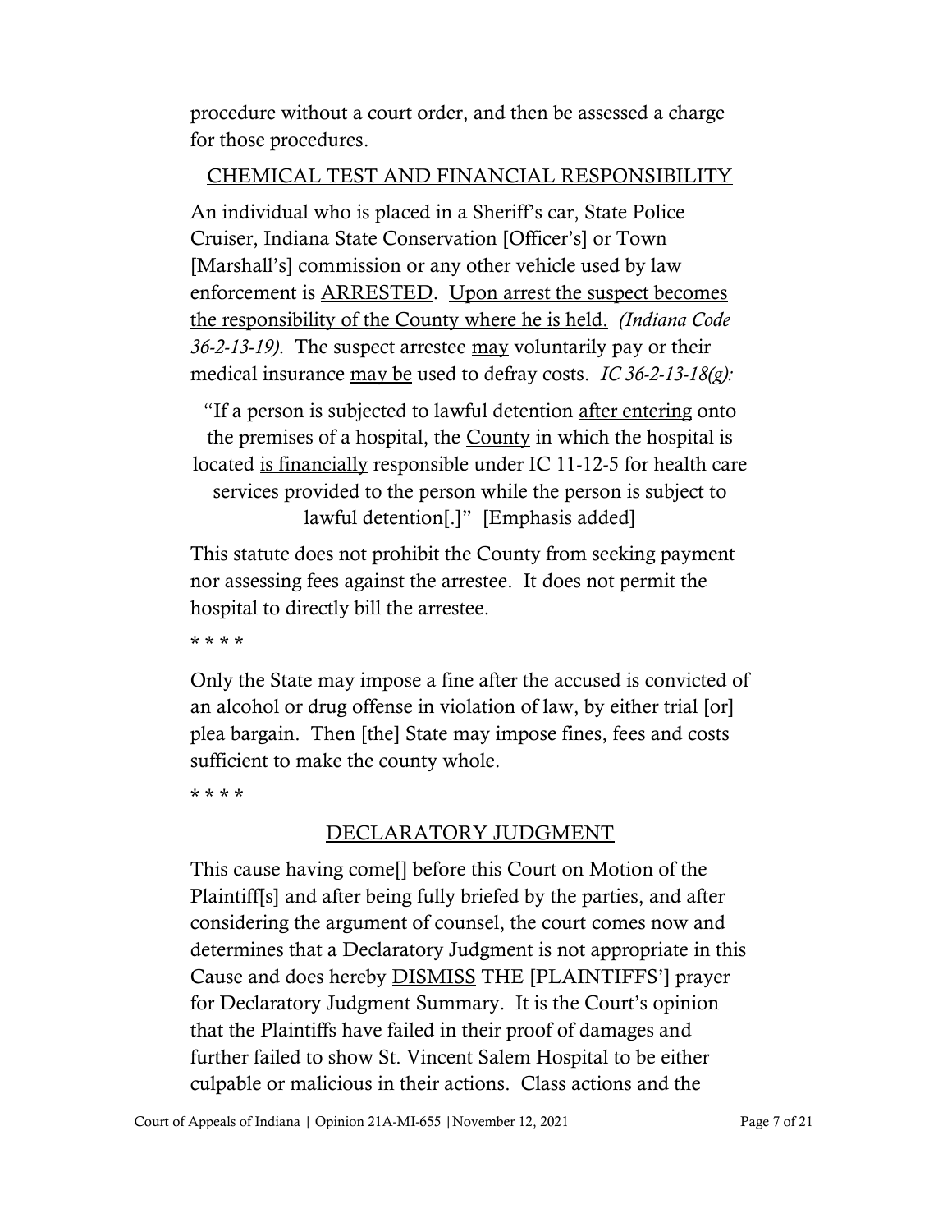procedure without a court order, and then be assessed a charge for those procedures.

<u>CHEMICAL TEST AND FINANCIAL RESPONSIBILITY</u>

An individual who is placed in a Sheriff's car, State Police Cruiser, Indiana State Conservation [Officer's] or Town [Marshall's] commission or any other vehicle used by law enforcement is <u>ARRESTED</u>. <u>Upon arrest the suspect becomes the responsibility of the County where he is held.</u> *(Indiana Code 36-2-13-19).* The suspect arrestee <u>may</u> voluntarily pay or their medical insurance <u>may be</u> used to defray costs. *IC 36-2-13-18(g):*

> "If a person is subjected to lawful detention <u>after entering</u> onto the premises of a hospital, the <u>County</u> in which the hospital is located <u>is financially</u> responsible under IC 11-12-5 for health care services provided to the person while the person is subject to lawful detention[.]" [Emphasis added]

This statute does not prohibit the County from seeking payment nor assessing fees against the arrestee. It does not permit the hospital to directly bill the arrestee.

* * * *

Only the State may impose a fine after the accused is convicted of an alcohol or drug offense in violation of law, by either trial [or] plea bargain. Then [the] State may impose fines, fees and costs sufficient to make the county whole.

* * * *

<u>DECLARATORY JUDGMENT</u>

This cause having come[] before this Court on Motion of the Plaintiff[s] and after being fully briefed by the parties, and after considering the argument of counsel, the court comes now and determines that a Declaratory Judgment is not appropriate in this Cause and does hereby <u>DISMISS</u> THE [PLAINTIFFS'] prayer for Declaratory Judgment Summary. It is the Court's opinion that the Plaintiffs have failed in their proof of damages and further failed to show St. Vincent Salem Hospital to be either culpable or malicious in their actions. Class actions and the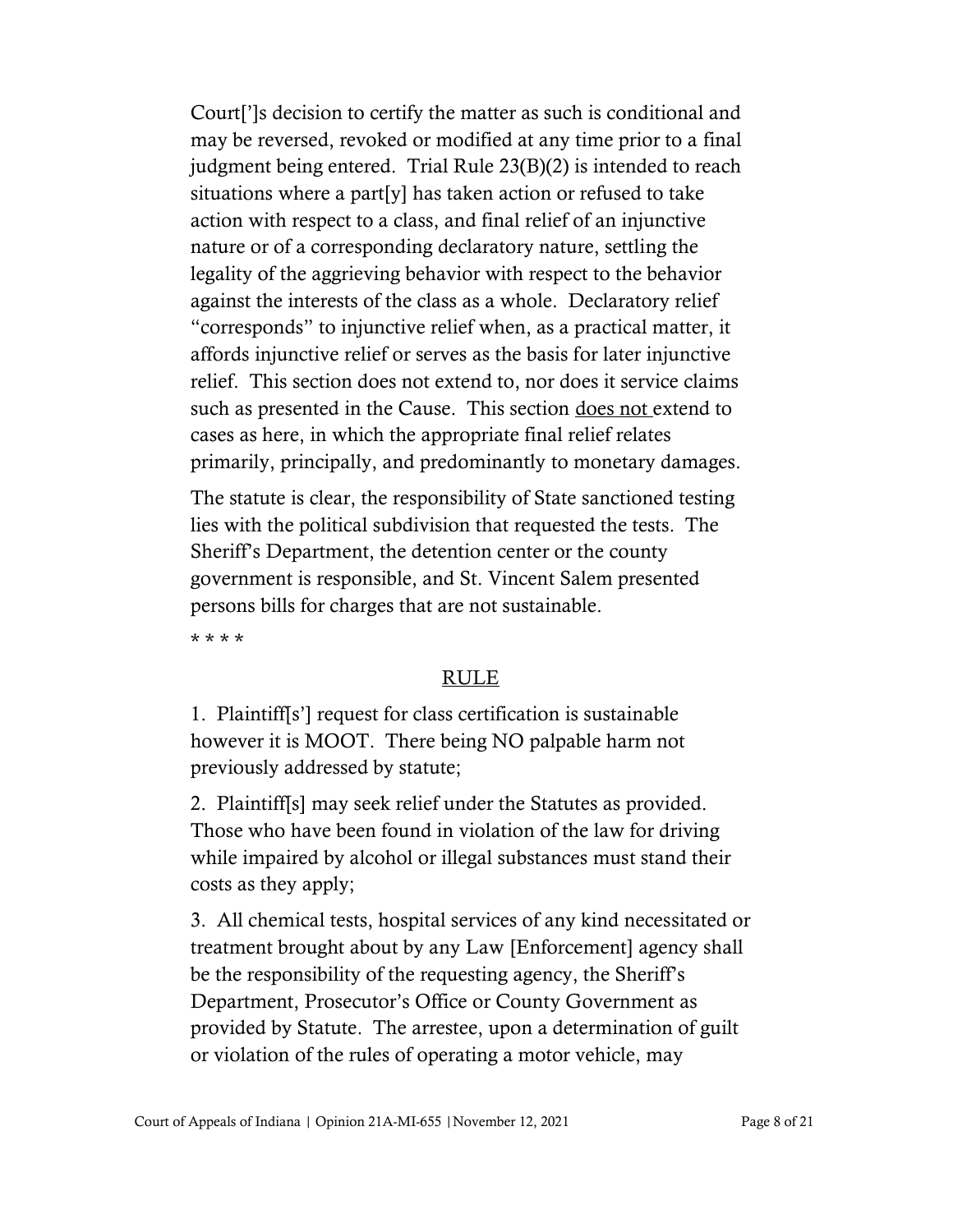Court[']s decision to certify the matter as such is conditional and may be reversed, revoked or modified at any time prior to a final judgment being entered. Trial Rule 23(B)(2) is intended to reach situations where a part[y] has taken action or refused to take action with respect to a class, and final relief of an injunctive nature or of a corresponding declaratory nature, settling the legality of the aggrieving behavior with respect to the behavior against the interests of the class as a whole. Declaratory relief "corresponds" to injunctive relief when, as a practical matter, it affords injunctive relief or serves as the basis for later injunctive relief. This section does not extend to, nor does it service claims such as presented in the Cause. This section does not extend to cases as here, in which the appropriate final relief relates primarily, principally, and predominantly to monetary damages.

The statute is clear, the responsibility of State sanctioned testing lies with the political subdivision that requested the tests. The Sheriff's Department, the detention center or the county government is responsible, and St. Vincent Salem presented persons bills for charges that are not sustainable.

* * * *

RULE

1. Plaintiff[s'] request for class certification is sustainable however it is MOOT. There being NO palpable harm not previously addressed by statute;

2. Plaintiff[s] may seek relief under the Statutes as provided. Those who have been found in violation of the law for driving while impaired by alcohol or illegal substances must stand their costs as they apply;

3. All chemical tests, hospital services of any kind necessitated or treatment brought about by any Law [Enforcement] agency shall be the responsibility of the requesting agency, the Sheriff's Department, Prosecutor's Office or County Government as provided by Statute. The arrestee, upon a determination of guilt or violation of the rules of operating a motor vehicle, may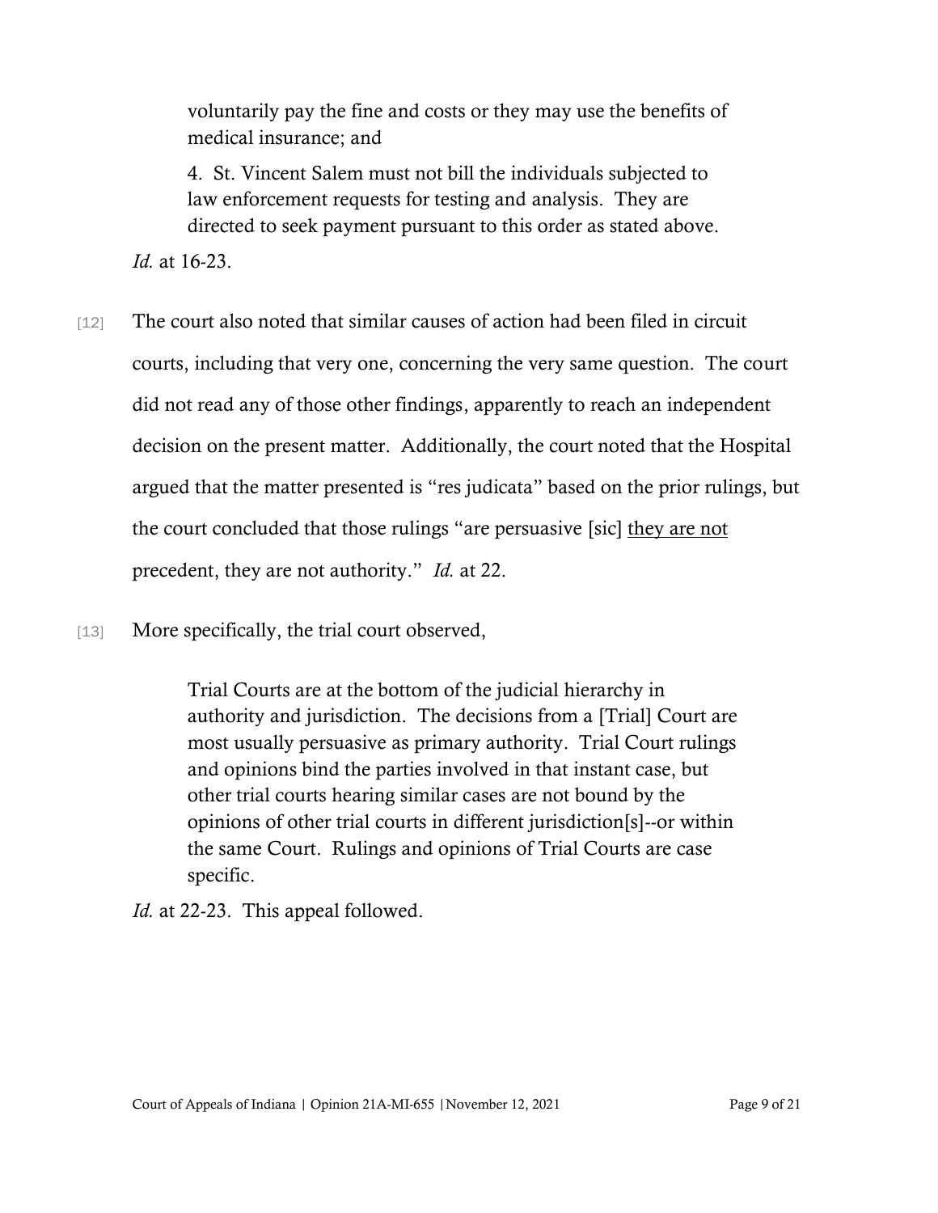> voluntarily pay the fine and costs or they may use the benefits of medical insurance; and
>
> 4. St. Vincent Salem must not bill the individuals subjected to law enforcement requests for testing and analysis. They are directed to seek payment pursuant to this order as stated above.

*Id.* at 16-23.

[12] The court also noted that similar causes of action had been filed in circuit courts, including that very one, concerning the very same question. The court did not read any of those other findings, apparently to reach an independent decision on the present matter. Additionally, the court noted that the Hospital argued that the matter presented is "res judicata" based on the prior rulings, but the court concluded that those rulings "are persuasive [sic] <u>they are not</u> precedent, they are not authority." *Id.* at 22.

[13] More specifically, the trial court observed,

> Trial Courts are at the bottom of the judicial hierarchy in authority and jurisdiction. The decisions from a [Trial] Court are most usually persuasive as primary authority. Trial Court rulings and opinions bind the parties involved in that instant case, but other trial courts hearing similar cases are not bound by the opinions of other trial courts in different jurisdiction[s]--or within the same Court. Rulings and opinions of Trial Courts are case specific.

*Id.* at 22-23. This appeal followed.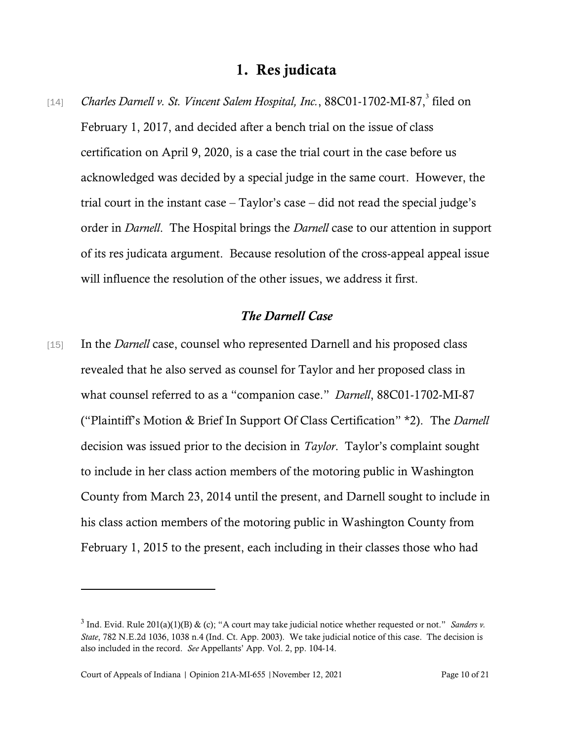## 1. Res judicata

[14] *Charles Darnell v. St. Vincent Salem Hospital, Inc.*, 88C01-1702-MI-87,[3] filed on February 1, 2017, and decided after a bench trial on the issue of class certification on April 9, 2020, is a case the trial court in the case before us acknowledged was decided by a special judge in the same court. However, the trial court in the instant case – Taylor's case – did not read the special judge's order in *Darnell*. The Hospital brings the *Darnell* case to our attention in support of its res judicata argument. Because resolution of the cross-appeal appeal issue will influence the resolution of the other issues, we address it first.

### *The Darnell Case*

[15] In the *Darnell* case, counsel who represented Darnell and his proposed class revealed that he also served as counsel for Taylor and her proposed class in what counsel referred to as a "companion case." *Darnell*, 88C01-1702-MI-87 ("Plaintiff's Motion & Brief In Support Of Class Certification" *2). The *Darnell* decision was issued prior to the decision in *Taylor*. Taylor's complaint sought to include in her class action members of the motoring public in Washington County from March 23, 2014 until the present, and Darnell sought to include in his class action members of the motoring public in Washington County from February 1, 2015 to the present, each including in their classes those who had

---

[3] Ind. Evid. Rule 201(a)(1)(B) & (c); "A court may take judicial notice whether requested or not." *Sanders v. State*, 782 N.E.2d 1036, 1038 n.4 (Ind. Ct. App. 2003). We take judicial notice of this case. The decision is also included in the record. *See* Appellants' App. Vol. 2, pp. 104-14.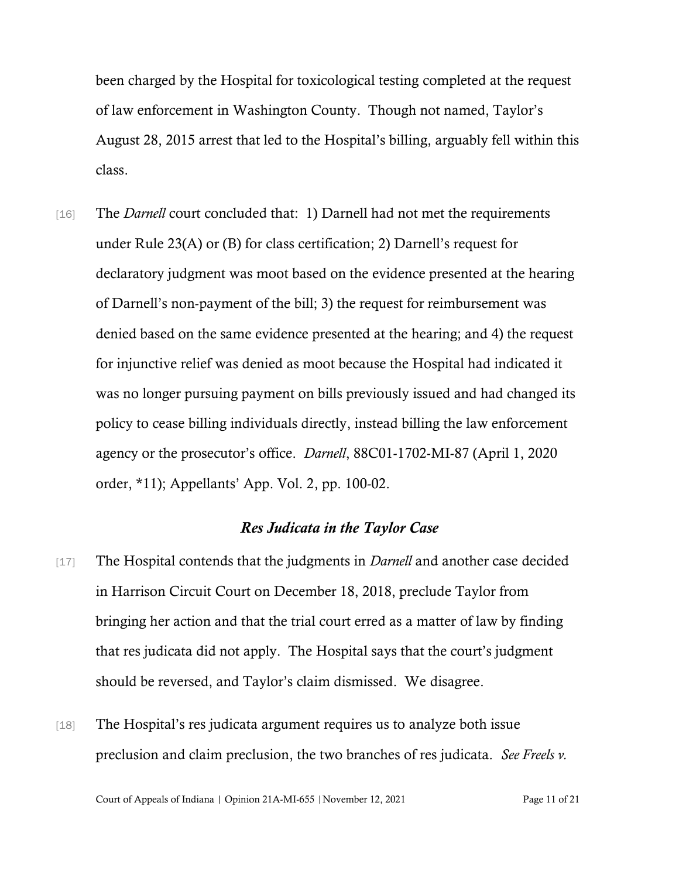been charged by the Hospital for toxicological testing completed at the request of law enforcement in Washington County. Though not named, Taylor's August 28, 2015 arrest that led to the Hospital's billing, arguably fell within this class.

[16] The *Darnell* court concluded that: 1) Darnell had not met the requirements under Rule 23(A) or (B) for class certification; 2) Darnell's request for declaratory judgment was moot based on the evidence presented at the hearing of Darnell's non-payment of the bill; 3) the request for reimbursement was denied based on the same evidence presented at the hearing; and 4) the request for injunctive relief was denied as moot because the Hospital had indicated it was no longer pursuing payment on bills previously issued and had changed its policy to cease billing individuals directly, instead billing the law enforcement agency or the prosecutor's office. *Darnell*, 88C01-1702-MI-87 (April 1, 2020 order, *11); Appellants' App. Vol. 2, pp. 100-02.

### *Res Judicata in the Taylor Case*

[17] The Hospital contends that the judgments in *Darnell* and another case decided in Harrison Circuit Court on December 18, 2018, preclude Taylor from bringing her action and that the trial court erred as a matter of law by finding that res judicata did not apply. The Hospital says that the court's judgment should be reversed, and Taylor's claim dismissed. We disagree.

[18] The Hospital's res judicata argument requires us to analyze both issue preclusion and claim preclusion, the two branches of res judicata. *See Freels v.*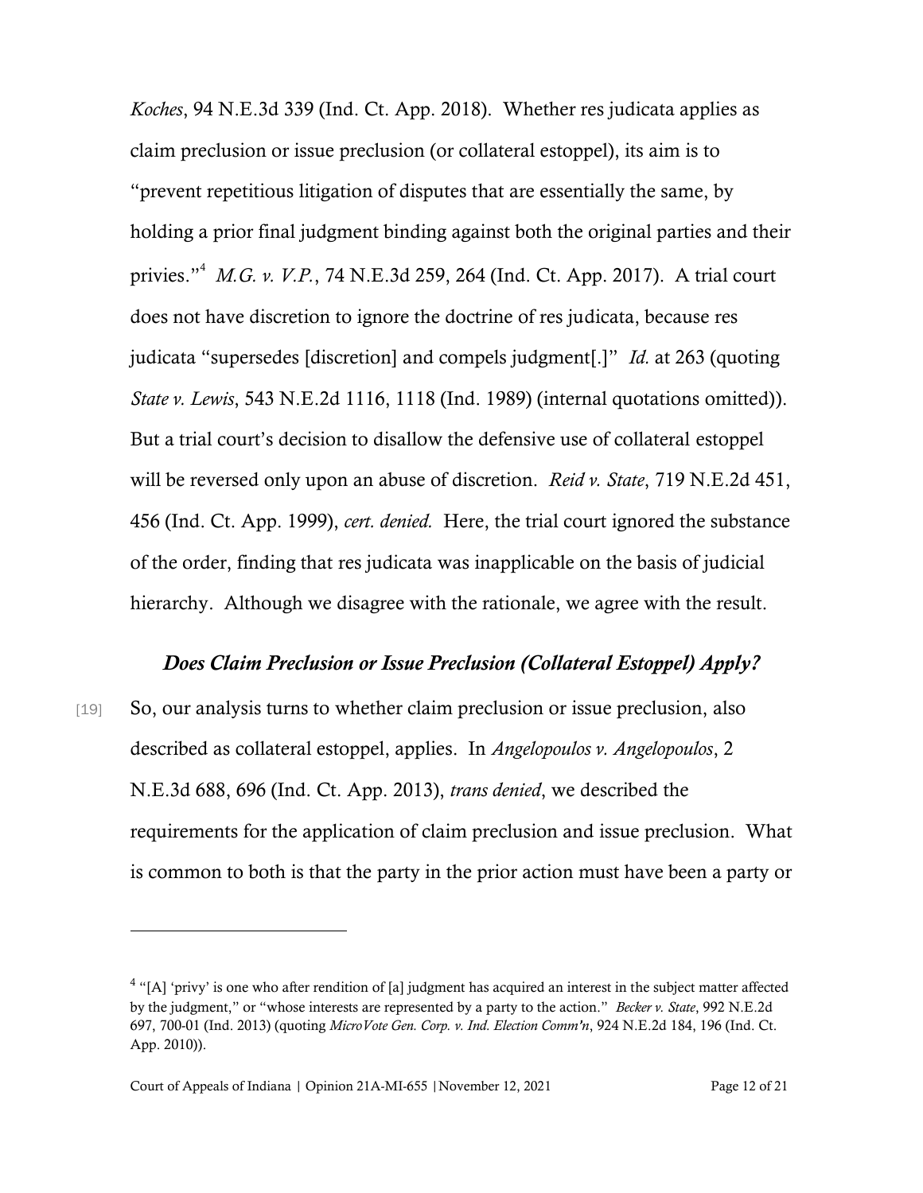*Koches*, 94 N.E.3d 339 (Ind. Ct. App. 2018). Whether res judicata applies as claim preclusion or issue preclusion (or collateral estoppel), its aim is to "prevent repetitious litigation of disputes that are essentially the same, by holding a prior final judgment binding against both the original parties and their privies."[4] *M.G. v. V.P.*, 74 N.E.3d 259, 264 (Ind. Ct. App. 2017). A trial court does not have discretion to ignore the doctrine of res judicata, because res judicata "supersedes [discretion] and compels judgment[.]" *Id.* at 263 (quoting *State v. Lewis*, 543 N.E.2d 1116, 1118 (Ind. 1989) (internal quotations omitted)). But a trial court's decision to disallow the defensive use of collateral estoppel will be reversed only upon an abuse of discretion. *Reid v. State*, 719 N.E.2d 451, 456 (Ind. Ct. App. 1999), *cert. denied.* Here, the trial court ignored the substance of the order, finding that res judicata was inapplicable on the basis of judicial hierarchy. Although we disagree with the rationale, we agree with the result.

### *Does Claim Preclusion or Issue Preclusion (Collateral Estoppel) Apply?*

[19] So, our analysis turns to whether claim preclusion or issue preclusion, also described as collateral estoppel, applies. In *Angelopoulos v. Angelopoulos*, 2 N.E.3d 688, 696 (Ind. Ct. App. 2013), *trans denied*, we described the requirements for the application of claim preclusion and issue preclusion. What is common to both is that the party in the prior action must have been a party or

---

[4] "[A] 'privy' is one who after rendition of [a] judgment has acquired an interest in the subject matter affected by the judgment," or "whose interests are represented by a party to the action." *Becker v. State*, 992 N.E.2d 697, 700-01 (Ind. 2013) (quoting *MicroVote Gen. Corp. v. Ind. Election Comm'n*, 924 N.E.2d 184, 196 (Ind. Ct. App. 2010)).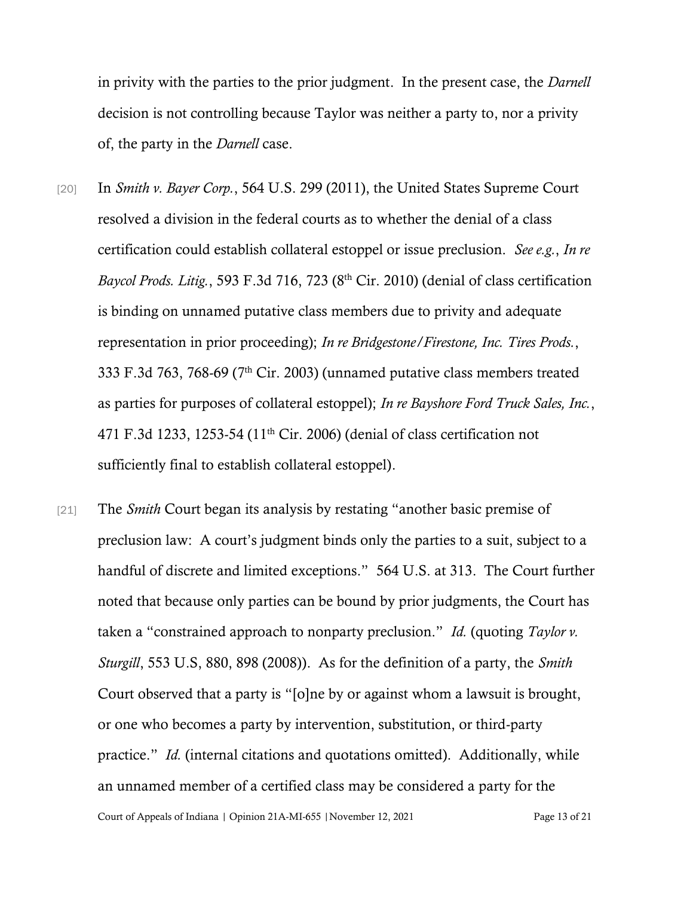in privity with the parties to the prior judgment. In the present case, the *Darnell* decision is not controlling because Taylor was neither a party to, nor a privity of, the party in the *Darnell* case.

[20] In *Smith v. Bayer Corp.*, 564 U.S. 299 (2011), the United States Supreme Court resolved a division in the federal courts as to whether the denial of a class certification could establish collateral estoppel or issue preclusion. *See e.g.*, *In re Baycol Prods. Litig.*, 593 F.3d 716, 723 (8th Cir. 2010) (denial of class certification is binding on unnamed putative class members due to privity and adequate representation in prior proceeding); *In re Bridgestone/Firestone, Inc. Tires Prods.*, 333 F.3d 763, 768-69 (7th Cir. 2003) (unnamed putative class members treated as parties for purposes of collateral estoppel); *In re Bayshore Ford Truck Sales, Inc.*, 471 F.3d 1233, 1253-54 (11th Cir. 2006) (denial of class certification not sufficiently final to establish collateral estoppel).

[21] The *Smith* Court began its analysis by restating "another basic premise of preclusion law: A court's judgment binds only the parties to a suit, subject to a handful of discrete and limited exceptions." 564 U.S. at 313. The Court further noted that because only parties can be bound by prior judgments, the Court has taken a "constrained approach to nonparty preclusion." *Id.* (quoting *Taylor v. Sturgill*, 553 U.S, 880, 898 (2008)). As for the definition of a party, the *Smith* Court observed that a party is "[o]ne by or against whom a lawsuit is brought, or one who becomes a party by intervention, substitution, or third-party practice." *Id.* (internal citations and quotations omitted). Additionally, while an unnamed member of a certified class may be considered a party for the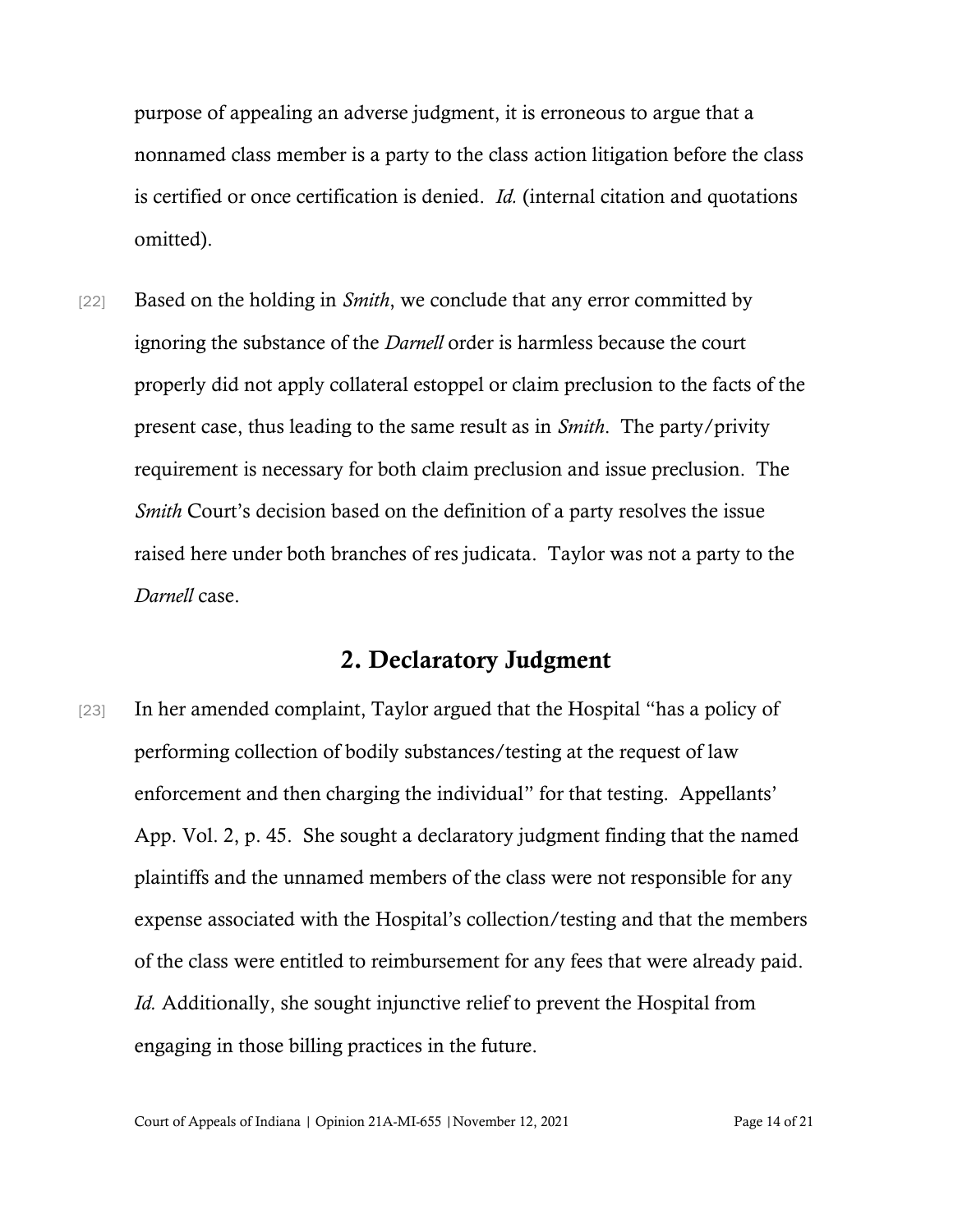purpose of appealing an adverse judgment, it is erroneous to argue that a nonnamed class member is a party to the class action litigation before the class is certified or once certification is denied. *Id.* (internal citation and quotations omitted).

[22] Based on the holding in *Smith*, we conclude that any error committed by ignoring the substance of the *Darnell* order is harmless because the court properly did not apply collateral estoppel or claim preclusion to the facts of the present case, thus leading to the same result as in *Smith*. The party/privity requirement is necessary for both claim preclusion and issue preclusion. The *Smith* Court's decision based on the definition of a party resolves the issue raised here under both branches of res judicata. Taylor was not a party to the *Darnell* case.

## 2. Declaratory Judgment

[23] In her amended complaint, Taylor argued that the Hospital "has a policy of performing collection of bodily substances/testing at the request of law enforcement and then charging the individual" for that testing. Appellants' App. Vol. 2, p. 45. She sought a declaratory judgment finding that the named plaintiffs and the unnamed members of the class were not responsible for any expense associated with the Hospital's collection/testing and that the members of the class were entitled to reimbursement for any fees that were already paid. *Id.* Additionally, she sought injunctive relief to prevent the Hospital from engaging in those billing practices in the future.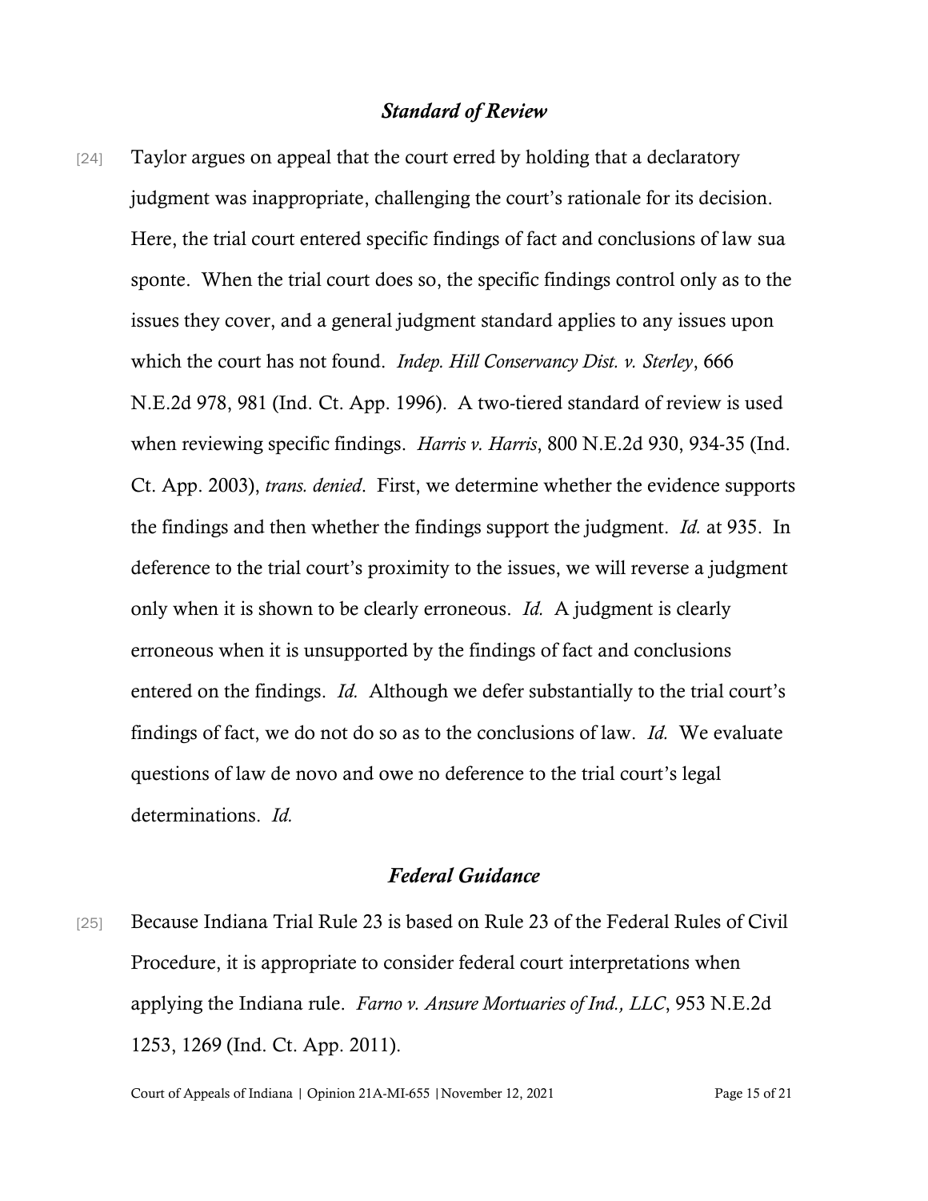### *Standard of Review*

[24] Taylor argues on appeal that the court erred by holding that a declaratory judgment was inappropriate, challenging the court's rationale for its decision. Here, the trial court entered specific findings of fact and conclusions of law sua sponte. When the trial court does so, the specific findings control only as to the issues they cover, and a general judgment standard applies to any issues upon which the court has not found. *Indep. Hill Conservancy Dist. v. Sterley*, 666 N.E.2d 978, 981 (Ind. Ct. App. 1996). A two-tiered standard of review is used when reviewing specific findings. *Harris v. Harris*, 800 N.E.2d 930, 934-35 (Ind. Ct. App. 2003), *trans. denied*. First, we determine whether the evidence supports the findings and then whether the findings support the judgment. *Id.* at 935. In deference to the trial court's proximity to the issues, we will reverse a judgment only when it is shown to be clearly erroneous. *Id.* A judgment is clearly erroneous when it is unsupported by the findings of fact and conclusions entered on the findings. *Id.* Although we defer substantially to the trial court's findings of fact, we do not do so as to the conclusions of law. *Id.* We evaluate questions of law de novo and owe no deference to the trial court's legal determinations. *Id.*

### *Federal Guidance*

[25] Because Indiana Trial Rule 23 is based on Rule 23 of the Federal Rules of Civil Procedure, it is appropriate to consider federal court interpretations when applying the Indiana rule. *Farno v. Ansure Mortuaries of Ind., LLC*, 953 N.E.2d 1253, 1269 (Ind. Ct. App. 2011).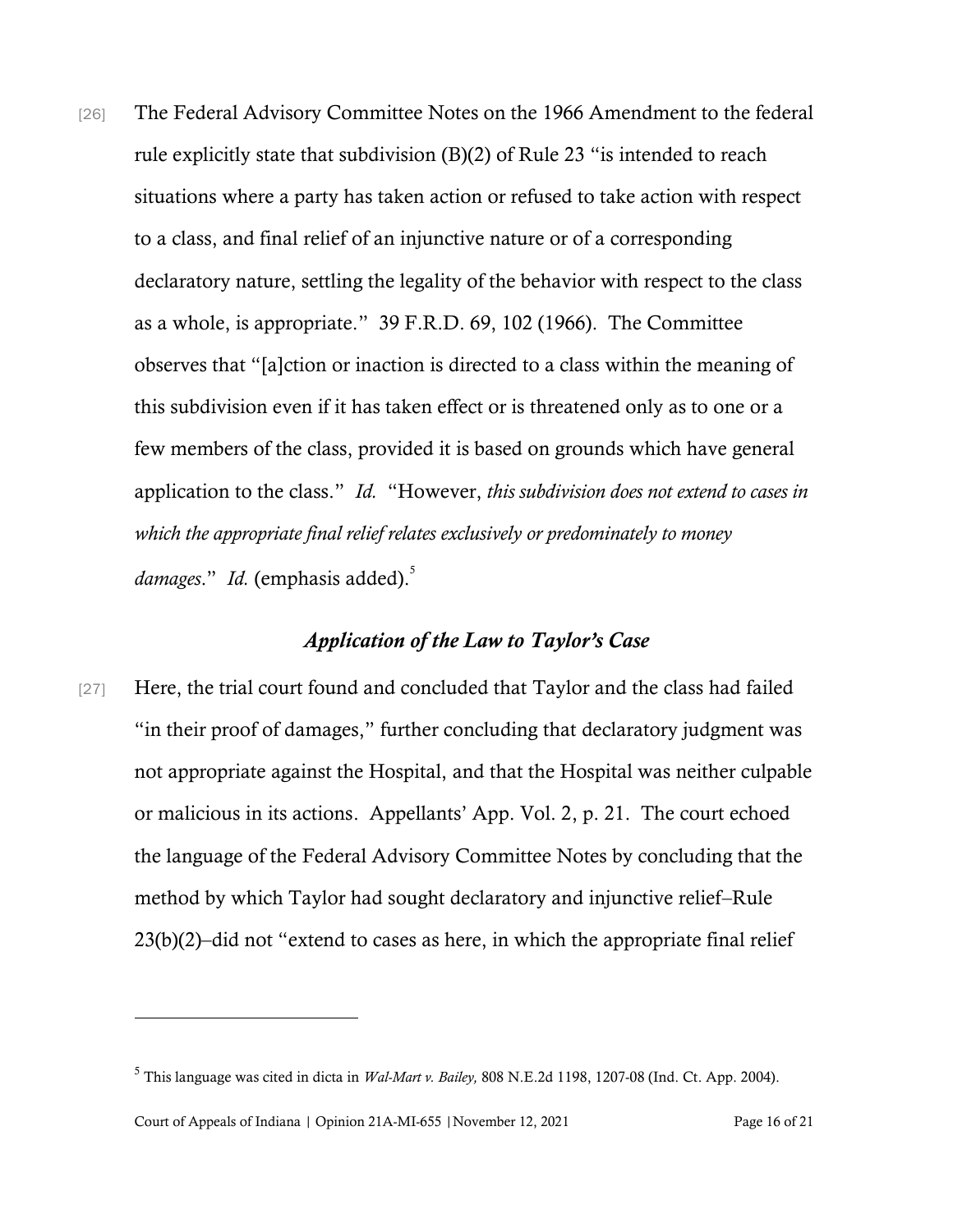[26] The Federal Advisory Committee Notes on the 1966 Amendment to the federal rule explicitly state that subdivision (B)(2) of Rule 23 "is intended to reach situations where a party has taken action or refused to take action with respect to a class, and final relief of an injunctive nature or of a corresponding declaratory nature, settling the legality of the behavior with respect to the class as a whole, is appropriate." 39 F.R.D. 69, 102 (1966). The Committee observes that "[a]ction or inaction is directed to a class within the meaning of this subdivision even if it has taken effect or is threatened only as to one or a few members of the class, provided it is based on grounds which have general application to the class." *Id.* "However, *this subdivision does not extend to cases in which the appropriate final relief relates exclusively or predominately to money damages*." *Id.* (emphasis added).[5]

### *Application of the Law to Taylor's Case*

[27] Here, the trial court found and concluded that Taylor and the class had failed "in their proof of damages," further concluding that declaratory judgment was not appropriate against the Hospital, and that the Hospital was neither culpable or malicious in its actions. Appellants' App. Vol. 2, p. 21. The court echoed the language of the Federal Advisory Committee Notes by concluding that the method by which Taylor had sought declaratory and injunctive relief–Rule 23(b)(2)–did not "extend to cases as here, in which the appropriate final relief

---

[5] This language was cited in dicta in *Wal-Mart v. Bailey,* 808 N.E.2d 1198, 1207-08 (Ind. Ct. App. 2004).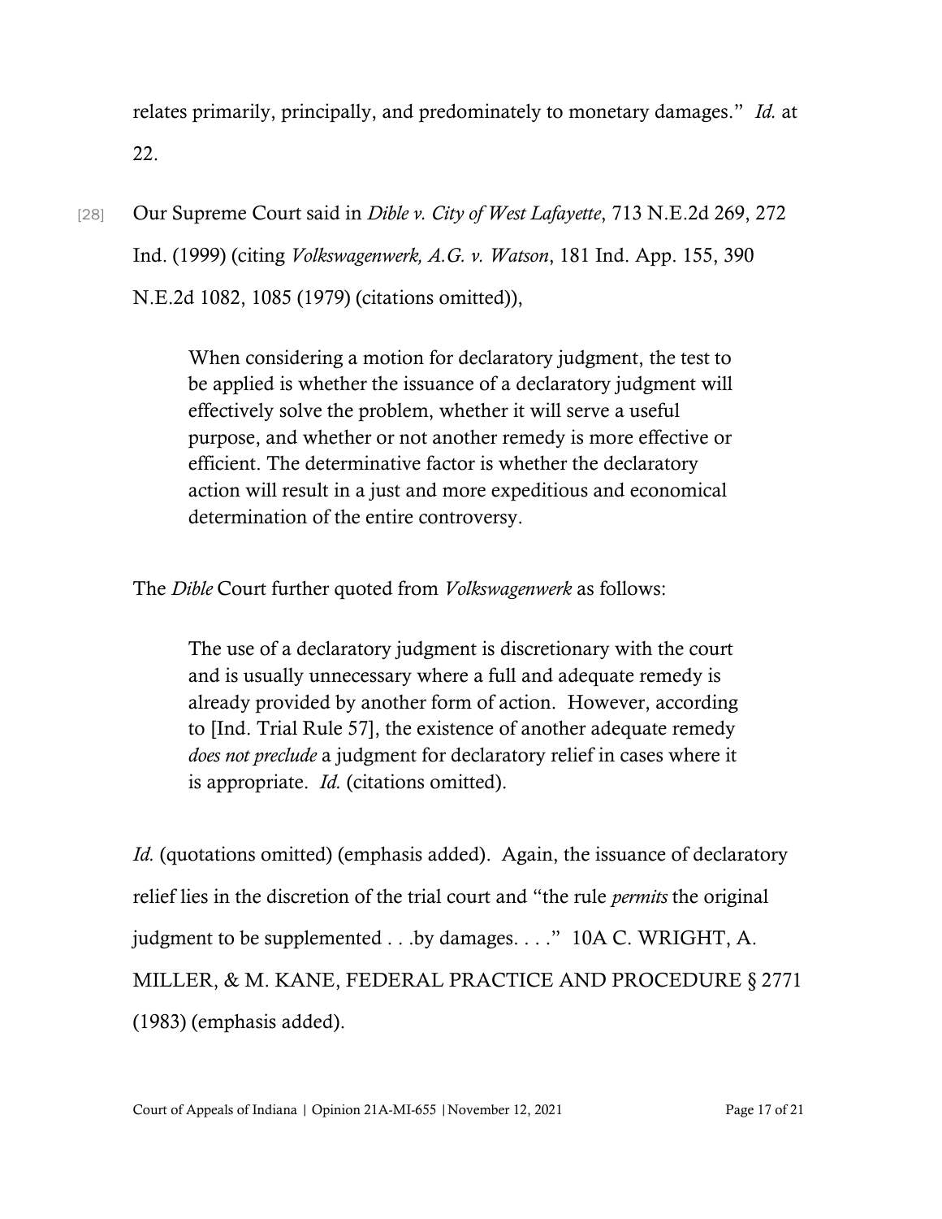relates primarily, principally, and predominately to monetary damages." *Id.* at 22.

[28] Our Supreme Court said in *Dible v. City of West Lafayette*, 713 N.E.2d 269, 272 Ind. (1999) (citing *Volkswagenwerk, A.G. v. Watson*, 181 Ind. App. 155, 390 N.E.2d 1082, 1085 (1979) (citations omitted)),

> When considering a motion for declaratory judgment, the test to be applied is whether the issuance of a declaratory judgment will effectively solve the problem, whether it will serve a useful purpose, and whether or not another remedy is more effective or efficient. The determinative factor is whether the declaratory action will result in a just and more expeditious and economical determination of the entire controversy.

The *Dible* Court further quoted from *Volkswagenwerk* as follows:

> The use of a declaratory judgment is discretionary with the court and is usually unnecessary where a full and adequate remedy is already provided by another form of action. However, according to [Ind. Trial Rule 57], the existence of another adequate remedy *does not preclude* a judgment for declaratory relief in cases where it is appropriate. *Id.* (citations omitted).

*Id.* (quotations omitted) (emphasis added). Again, the issuance of declaratory relief lies in the discretion of the trial court and "the rule *permits* the original judgment to be supplemented . . .by damages. . . ." 10A C. WRIGHT, A. MILLER, & M. KANE, FEDERAL PRACTICE AND PROCEDURE § 2771 (1983) (emphasis added).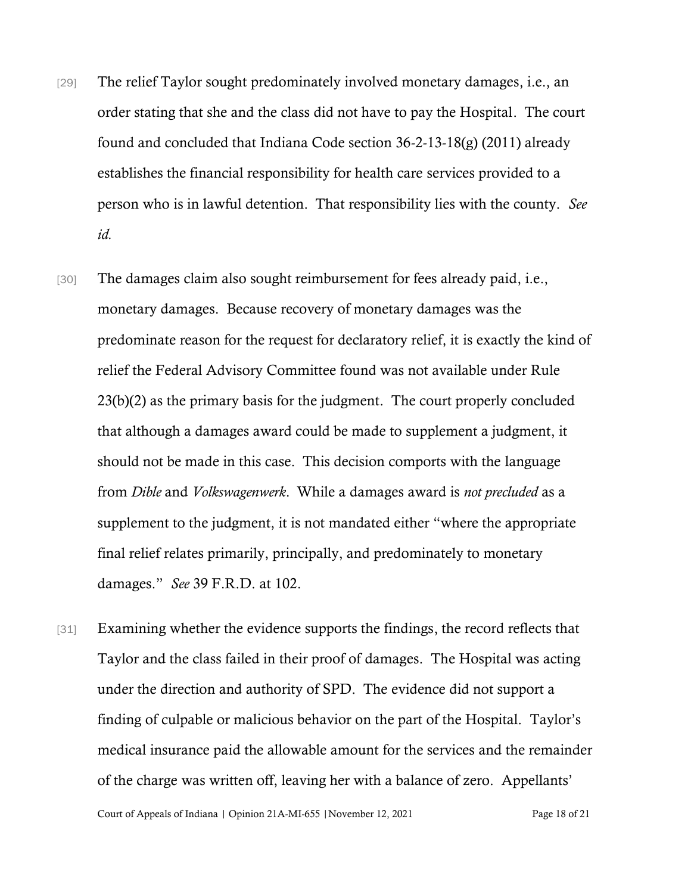[29] The relief Taylor sought predominately involved monetary damages, i.e., an order stating that she and the class did not have to pay the Hospital. The court found and concluded that Indiana Code section 36-2-13-18(g) (2011) already establishes the financial responsibility for health care services provided to a person who is in lawful detention. That responsibility lies with the county. *See id.*

[30] The damages claim also sought reimbursement for fees already paid, i.e., monetary damages. Because recovery of monetary damages was the predominate reason for the request for declaratory relief, it is exactly the kind of relief the Federal Advisory Committee found was not available under Rule 23(b)(2) as the primary basis for the judgment. The court properly concluded that although a damages award could be made to supplement a judgment, it should not be made in this case. This decision comports with the language from *Dible* and *Volkswagenwerk*. While a damages award is *not precluded* as a supplement to the judgment, it is not mandated either "where the appropriate final relief relates primarily, principally, and predominately to monetary damages." *See* 39 F.R.D. at 102.

[31] Examining whether the evidence supports the findings, the record reflects that Taylor and the class failed in their proof of damages. The Hospital was acting under the direction and authority of SPD. The evidence did not support a finding of culpable or malicious behavior on the part of the Hospital. Taylor's medical insurance paid the allowable amount for the services and the remainder of the charge was written off, leaving her with a balance of zero. Appellants'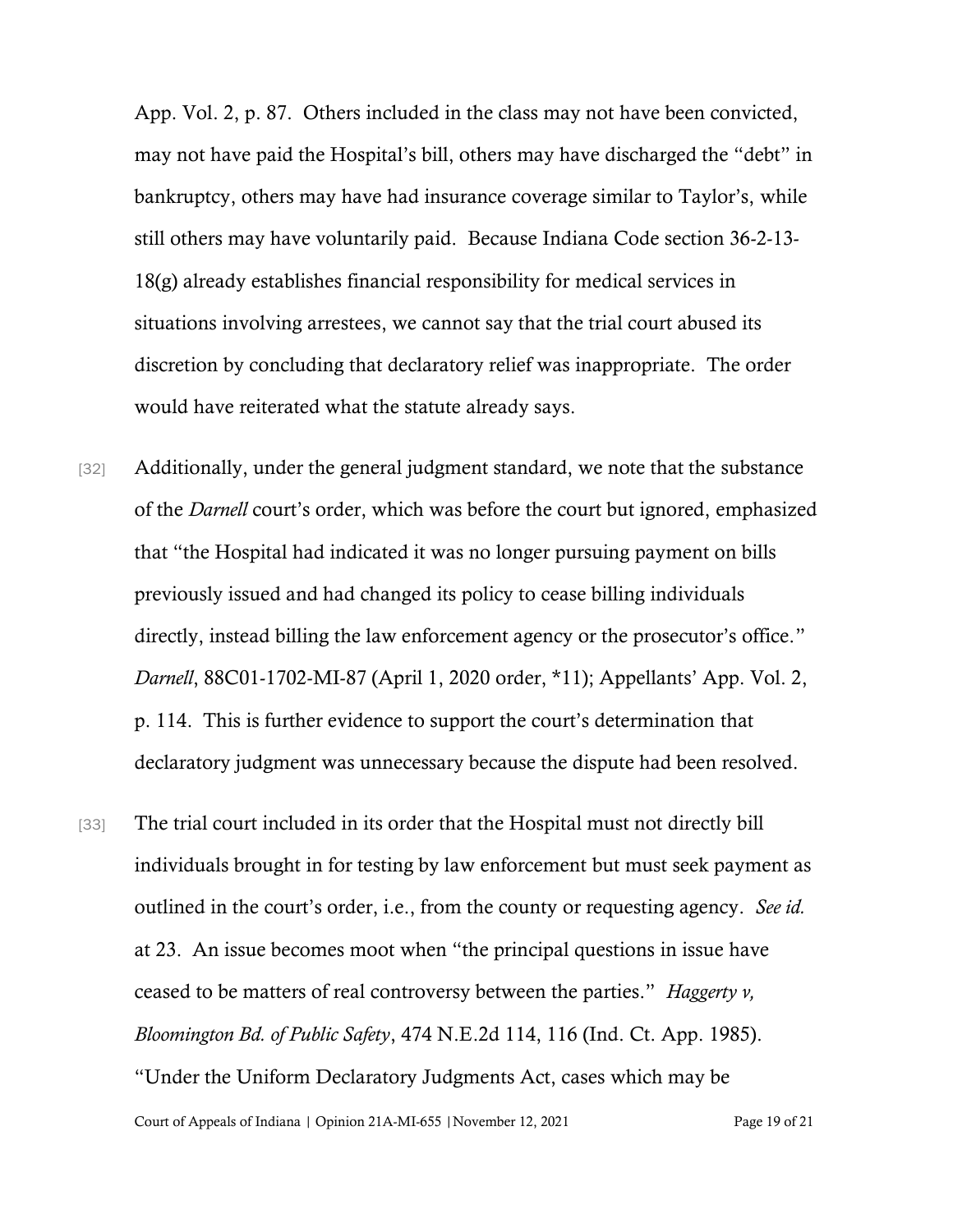App. Vol. 2, p. 87. Others included in the class may not have been convicted, may not have paid the Hospital's bill, others may have discharged the "debt" in bankruptcy, others may have had insurance coverage similar to Taylor's, while still others may have voluntarily paid. Because Indiana Code section 36-2-13-18(g) already establishes financial responsibility for medical services in situations involving arrestees, we cannot say that the trial court abused its discretion by concluding that declaratory relief was inappropriate. The order would have reiterated what the statute already says.

[32] Additionally, under the general judgment standard, we note that the substance of the *Darnell* court's order, which was before the court but ignored, emphasized that "the Hospital had indicated it was no longer pursuing payment on bills previously issued and had changed its policy to cease billing individuals directly, instead billing the law enforcement agency or the prosecutor's office." *Darnell*, 88C01-1702-MI-87 (April 1, 2020 order, *11); Appellants' App. Vol. 2, p. 114. This is further evidence to support the court's determination that declaratory judgment was unnecessary because the dispute had been resolved.

[33] The trial court included in its order that the Hospital must not directly bill individuals brought in for testing by law enforcement but must seek payment as outlined in the court's order, i.e., from the county or requesting agency. *See id.* at 23. An issue becomes moot when "the principal questions in issue have ceased to be matters of real controversy between the parties." *Haggerty v, Bloomington Bd. of Public Safety*, 474 N.E.2d 114, 116 (Ind. Ct. App. 1985). "Under the Uniform Declaratory Judgments Act, cases which may be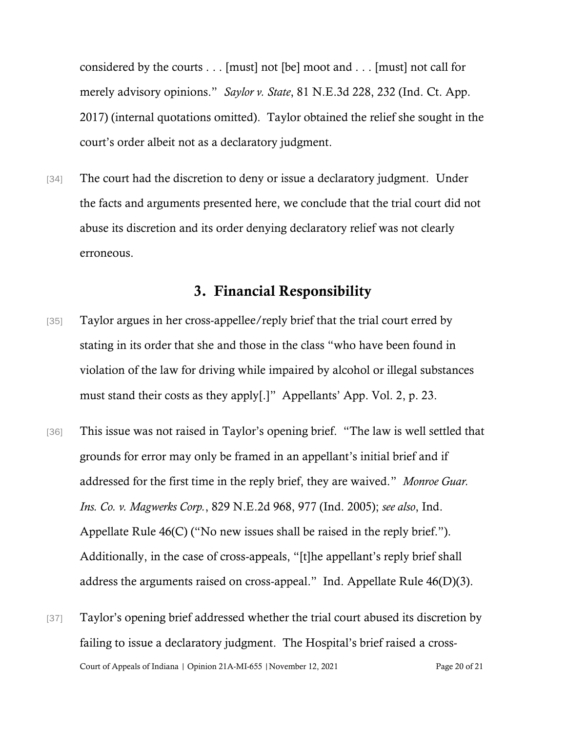considered by the courts . . . [must] not [be] moot and . . . [must] not call for merely advisory opinions." *Saylor v. State*, 81 N.E.3d 228, 232 (Ind. Ct. App. 2017) (internal quotations omitted). Taylor obtained the relief she sought in the court's order albeit not as a declaratory judgment.

[34] The court had the discretion to deny or issue a declaratory judgment. Under the facts and arguments presented here, we conclude that the trial court did not abuse its discretion and its order denying declaratory relief was not clearly erroneous.

## 3. Financial Responsibility

[35] Taylor argues in her cross-appellee/reply brief that the trial court erred by stating in its order that she and those in the class "who have been found in violation of the law for driving while impaired by alcohol or illegal substances must stand their costs as they apply[.]" Appellants' App. Vol. 2, p. 23.

[36] This issue was not raised in Taylor's opening brief. "The law is well settled that grounds for error may only be framed in an appellant's initial brief and if addressed for the first time in the reply brief, they are waived." *Monroe Guar. Ins. Co. v. Magwerks Corp.*, 829 N.E.2d 968, 977 (Ind. 2005); *see also*, Ind. Appellate Rule 46(C) ("No new issues shall be raised in the reply brief."). Additionally, in the case of cross-appeals, "[t]he appellant's reply brief shall address the arguments raised on cross-appeal." Ind. Appellate Rule 46(D)(3).

[37] Taylor's opening brief addressed whether the trial court abused its discretion by failing to issue a declaratory judgment. The Hospital's brief raised a cross-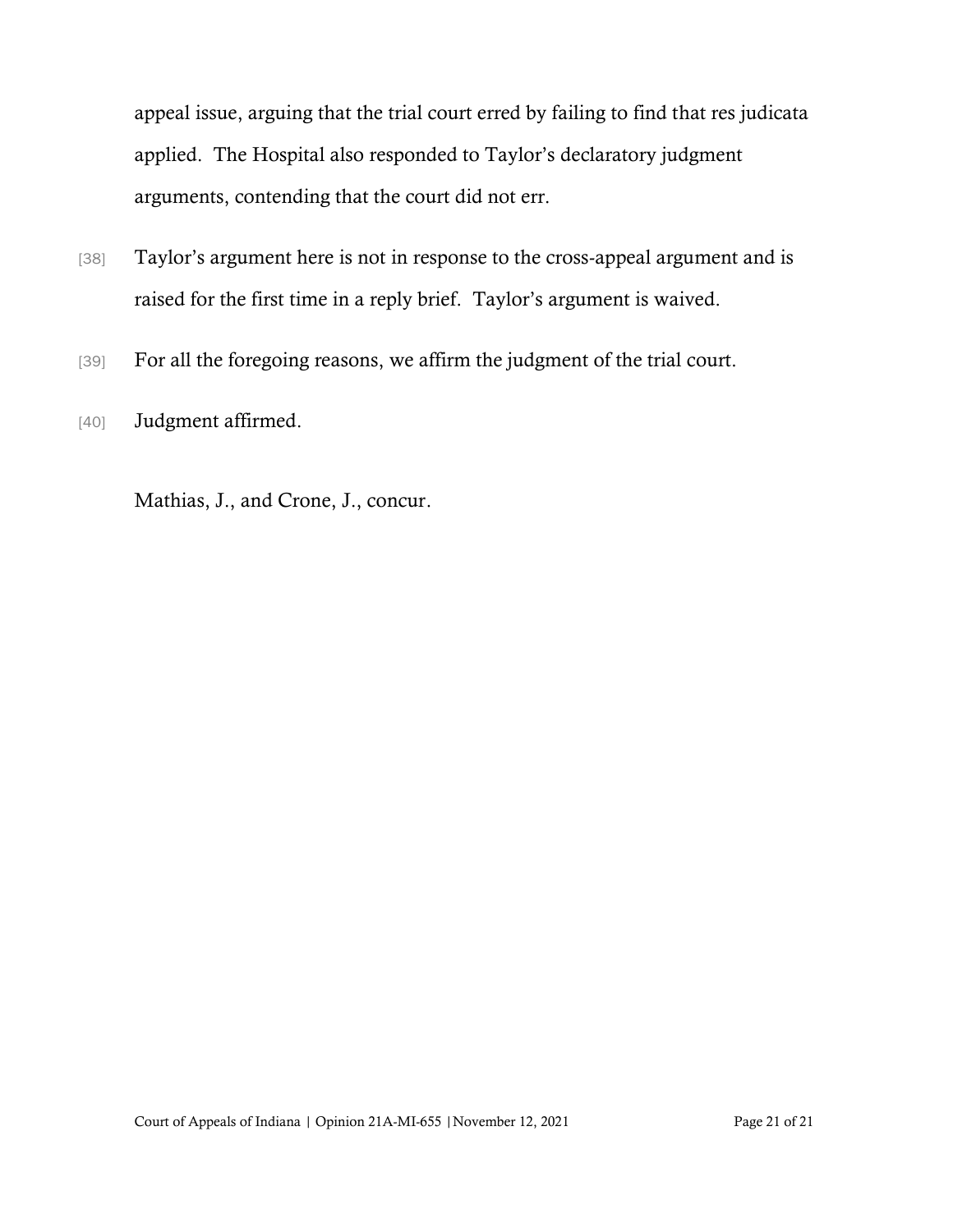appeal issue, arguing that the trial court erred by failing to find that res judicata applied. The Hospital also responded to Taylor's declaratory judgment arguments, contending that the court did not err.

[38] Taylor's argument here is not in response to the cross-appeal argument and is raised for the first time in a reply brief. Taylor's argument is waived.

[39] For all the foregoing reasons, we affirm the judgment of the trial court.

[40] Judgment affirmed.

Mathias, J., and Crone, J., concur.